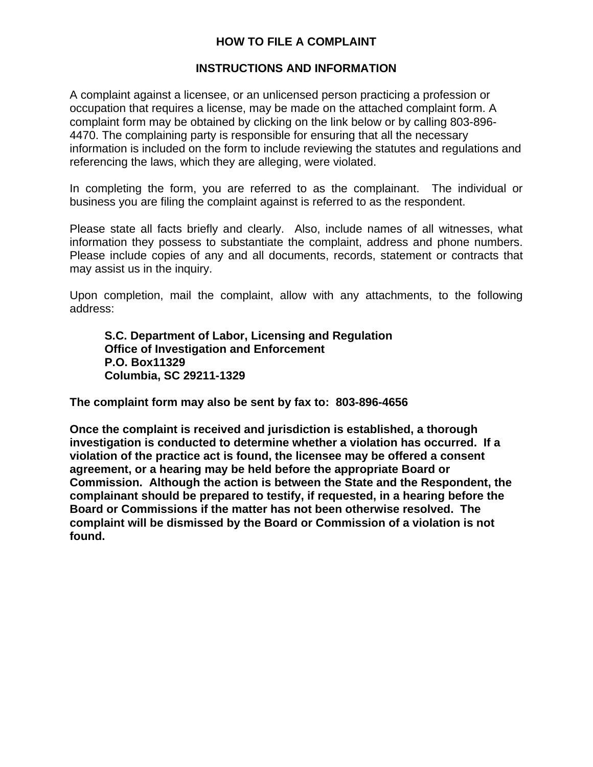# HOW TO FILE A COMPLAINT

## INSTRUCTIONS AND INFORMATION

A complaint against a licensee, or an unlicensed person practicing a profession or occupation that requires a license, may be made on the attached complaint form. A complaint form may be obtained by clicking on the link below or by calling 803-896-4470. The complaining party is responsible for ensuring that all the necessary information is included on the form to include reviewing the statutes and regulations and referencing the laws, which they are alleging, were violated.

In completing the form, you are referred to as the complainant. The individual or business you are filing the complaint against is referred to as the respondent.

Please state all facts briefly and clearly. Also, include names of all witnesses, what information they possess to substantiate the complaint, address and phone numbers. Please include copies of any and all documents, records, statement or contracts that may assist us in the inquiry.

Upon completion, mail the complaint, allow with any attachments, to the following address:

> **S.C. Department of Labor, Licensing and Regulation**
> **Office of Investigation and Enforcement**
> **P.O. Box11329**
> **Columbia, SC 29211-1329**

**The complaint form may also be sent by fax to: 803-896-4656**

**Once the complaint is received and jurisdiction is established, a thorough investigation is conducted to determine whether a violation has occurred. If a violation of the practice act is found, the licensee may be offered a consent agreement, or a hearing may be held before the appropriate Board or Commission. Although the action is between the State and the Respondent, the complainant should be prepared to testify, if requested, in a hearing before the Board or Commissions if the matter has not been otherwise resolved. The complaint will be dismissed by the Board or Commission of a violation is not found.**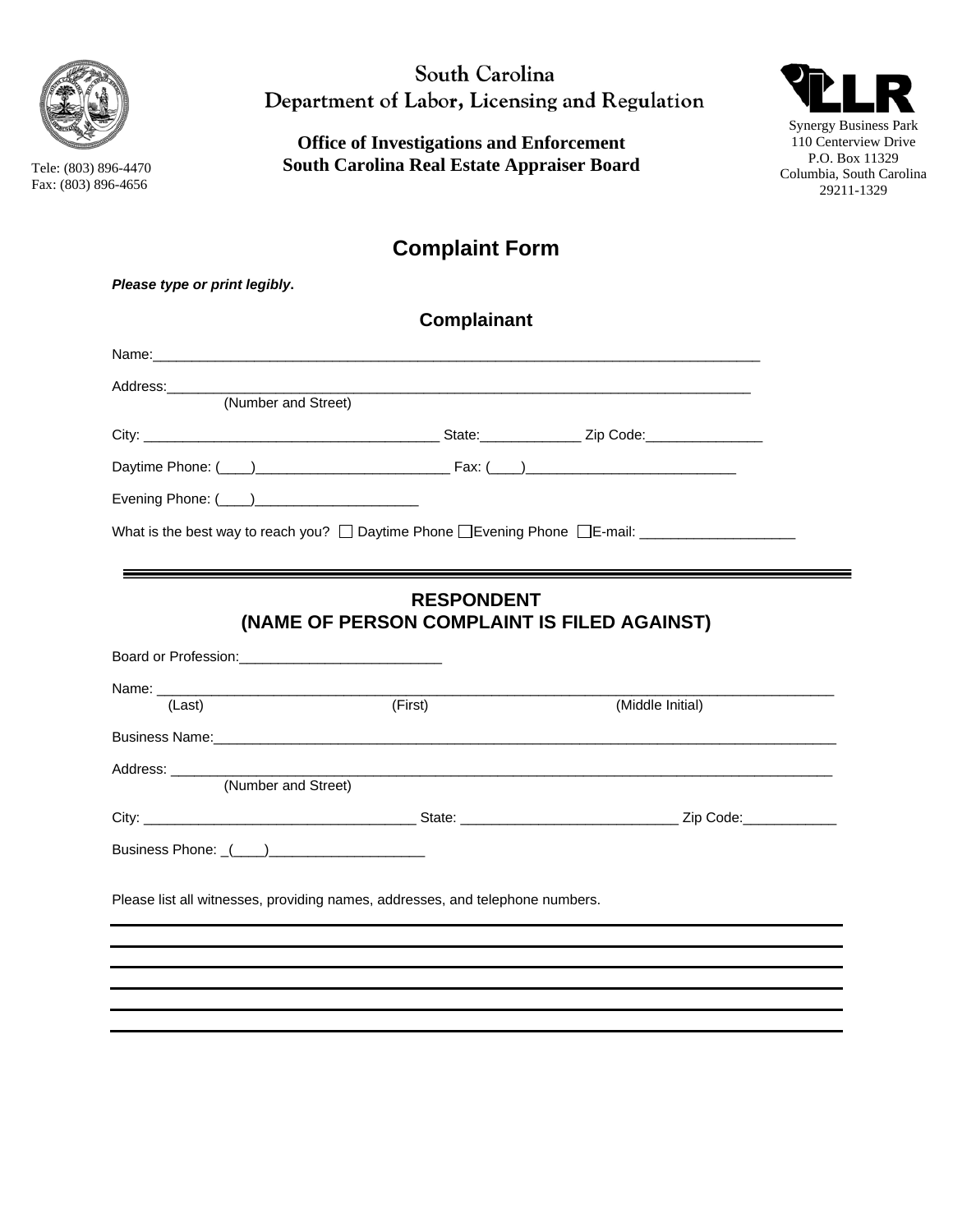South Carolina
Department of Labor, Licensing and Regulation

**Office of Investigations and Enforcement**
**South Carolina Real Estate Appraiser Board**

Tele: (803) 896-4470
Fax: (803) 896-4656

Synergy Business Park
110 Centerview Drive
P.O. Box 11329
Columbia, South Carolina
29211-1329

# Complaint Form

***Please type or print legibly.***

## Complainant

Name:_______________________________________________________________________________

Address:____________________________________________________________________________
(Number and Street)

City: ______________________________________ State:_____________ Zip Code:_______________

Daytime Phone: (____)_________________________ Fax: (____)___________________________

Evening Phone: (____)_____________________

What is the best way to reach you? ☐ Daytime Phone ☐ Evening Phone ☐ E-mail: ____________________

---

## RESPONDENT
## (NAME OF PERSON COMPLAINT IS FILED AGAINST)

Board or Profession:__________________________

Name: ______________________________________________________________________________
(Last) (First) (Middle Initial)

Business Name:_______________________________________________________________________

Address: ____________________________________________________________________________
(Number and Street)

City: ___________________________________ State: ___________________________ Zip Code:____________

Business Phone: _(____)____________________

Please list all witnesses, providing names, addresses, and telephone numbers.

______________________________________________________________________________

______________________________________________________________________________

______________________________________________________________________________

______________________________________________________________________________

______________________________________________________________________________

______________________________________________________________________________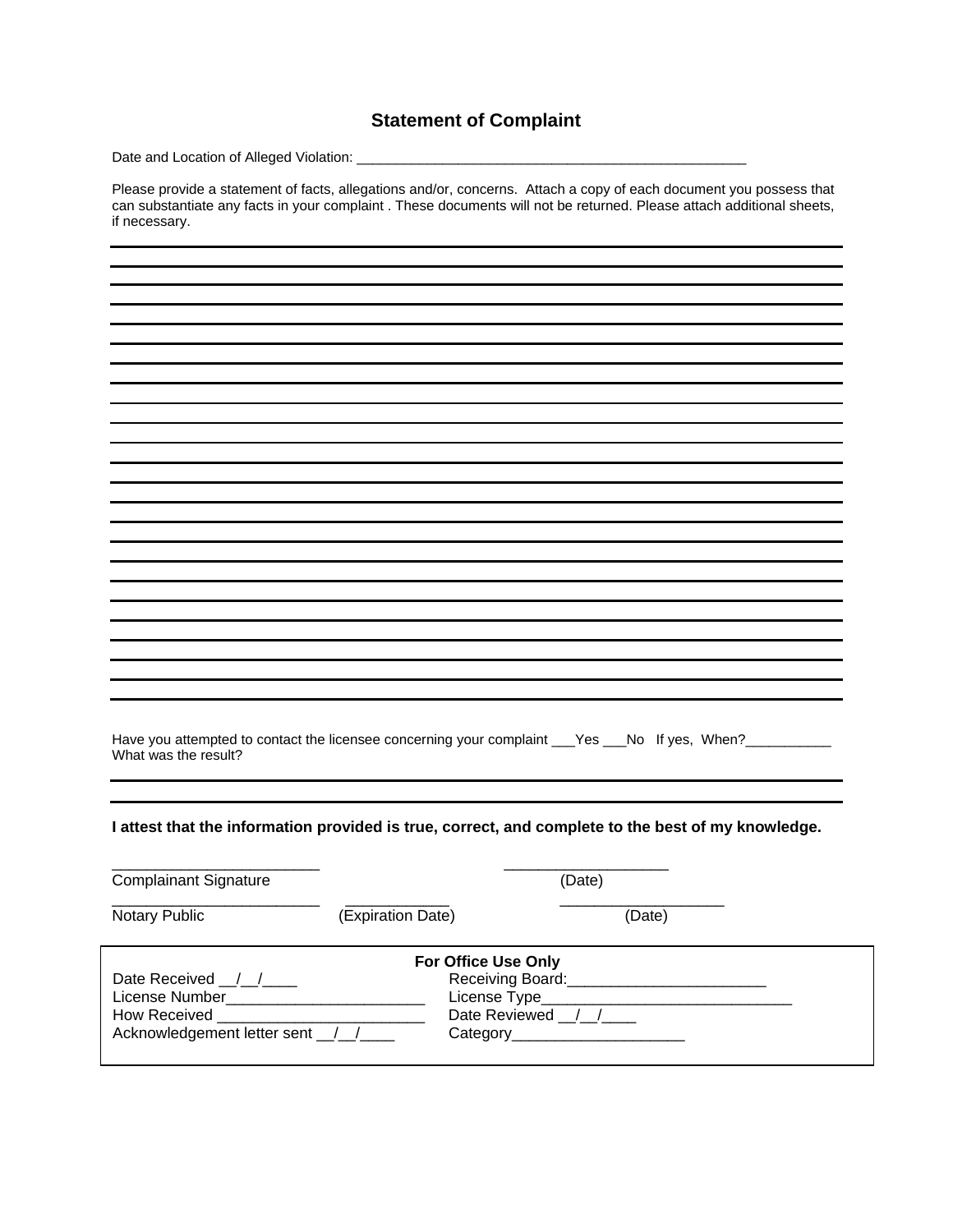## Statement of Complaint

Date and Location of Alleged Violation: ____________________________________________________

Please provide a statement of facts, allegations and/or, concerns. Attach a copy of each document you possess that can substantiate any facts in your complaint . These documents will not be returned. Please attach additional sheets, if necessary.

Have you attempted to contact the licensee concerning your complaint ___Yes ___No If yes, When?___________
What was the result?

**I attest that the information provided is true, correct, and complete to the best of my knowledge.**

_______________________ ___________________
Complainant Signature (Date)

_______________________ ____________ ___________________
Notary Public (Expiration Date) (Date)

**For Office Use Only**

Date Received __/__/____
Receiving Board:_______________________
License Number_______________________
License Type_____________________________
How Received _______________________
Date Reviewed __/__/____
Acknowledgement letter sent __/__/____
Category____________________